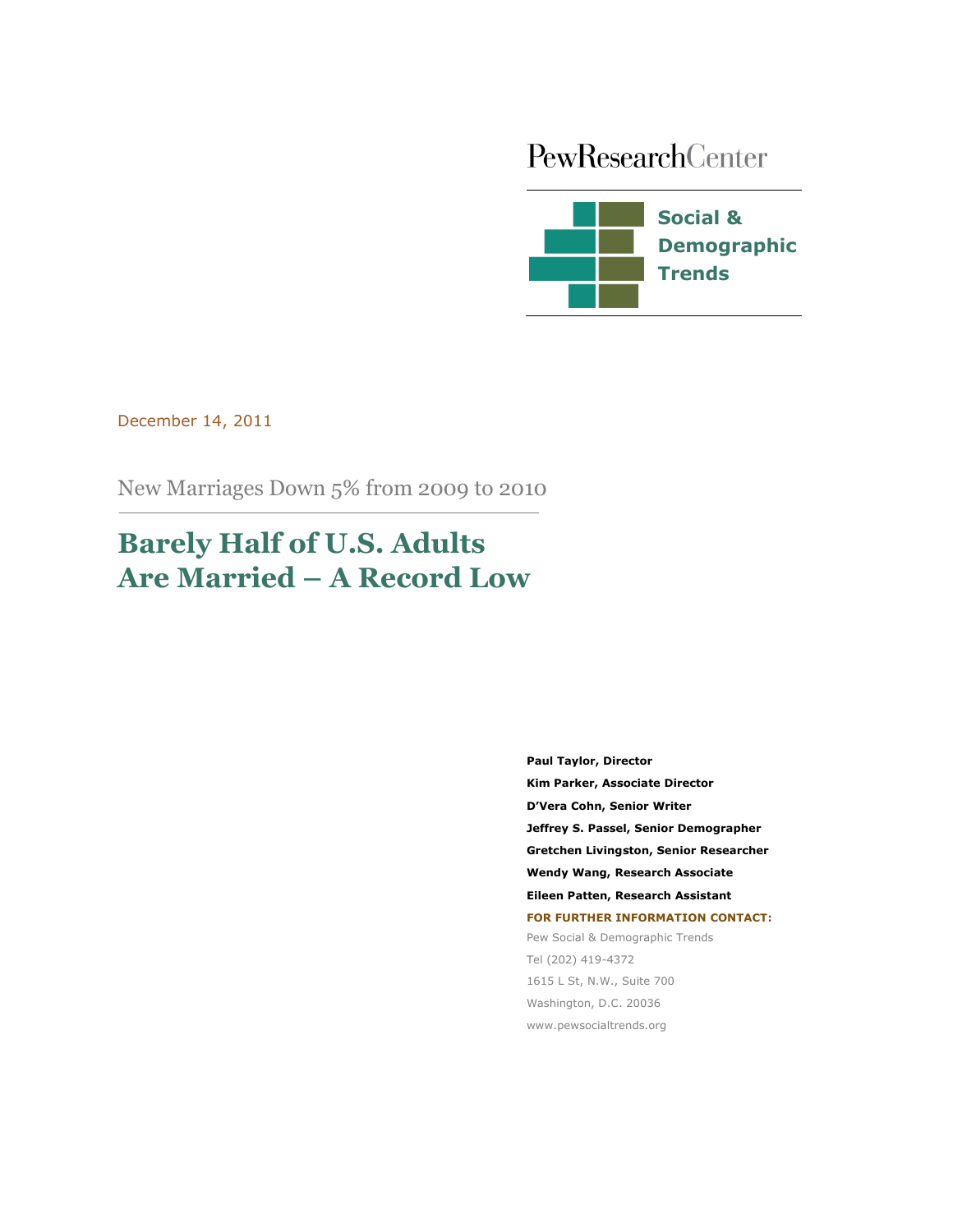PewResearchCenter

**Social & Demographic Trends**

December 14, 2011

New Marriages Down 5% from 2009 to 2010

# Barely Half of U.S. Adults Are Married – A Record Low

**Paul Taylor, Director**

**Kim Parker, Associate Director**

**D'Vera Cohn, Senior Writer**

**Jeffrey S. Passel, Senior Demographer**

**Gretchen Livingston, Senior Researcher**

**Wendy Wang, Research Associate**

**Eileen Patten, Research Assistant**

**FOR FURTHER INFORMATION CONTACT:**

Pew Social & Demographic Trends

Tel (202) 419-4372

1615 L St, N.W., Suite 700

Washington, D.C. 20036

www.pewsocialtrends.org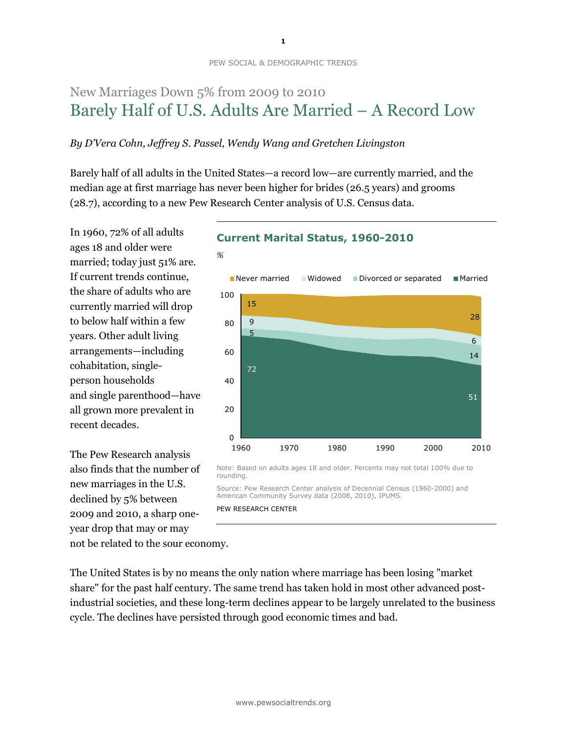## New Marriages Down 5% from 2009 to 2010

# Barely Half of U.S. Adults Are Married – A Record Low

*By D'Vera Cohn, Jeffrey S. Passel, Wendy Wang and Gretchen Livingston*

Barely half of all adults in the United States—a record low—are currently married, and the median age at first marriage has never been higher for brides (26.5 years) and grooms (28.7), according to a new Pew Research Center analysis of U.S. Census data.

In 1960, 72% of all adults ages 18 and older were married; today just 51% are. If current trends continue, the share of adults who are currently married will drop to below half within a few years. Other adult living arrangements—including cohabitation, single-person households and single parenthood—have all grown more prevalent in recent decades.

**Current Marital Status, 1960-2010**

%

| Year | Never married | Widowed | Divorced or separated | Married |
|---|---|---|---|---|
| 1960 | 15 | 9 | 5 | 72 |
| 2010 | 28 | 6 | 14 | 51 |

Note: Based on adults ages 18 and older. Percents may not total 100% due to rounding.

Source: Pew Research Center analysis of Decennial Census (1960-2000) and American Community Survey data (2008, 2010), IPUMS.

PEW RESEARCH CENTER

The Pew Research analysis also finds that the number of new marriages in the U.S. declined by 5% between 2009 and 2010, a sharp one-year drop that may or may not be related to the sour economy.

The United States is by no means the only nation where marriage has been losing "market share" for the past half century. The same trend has taken hold in most other advanced post-industrial societies, and these long-term declines appear to be largely unrelated to the business cycle. The declines have persisted through good economic times and bad.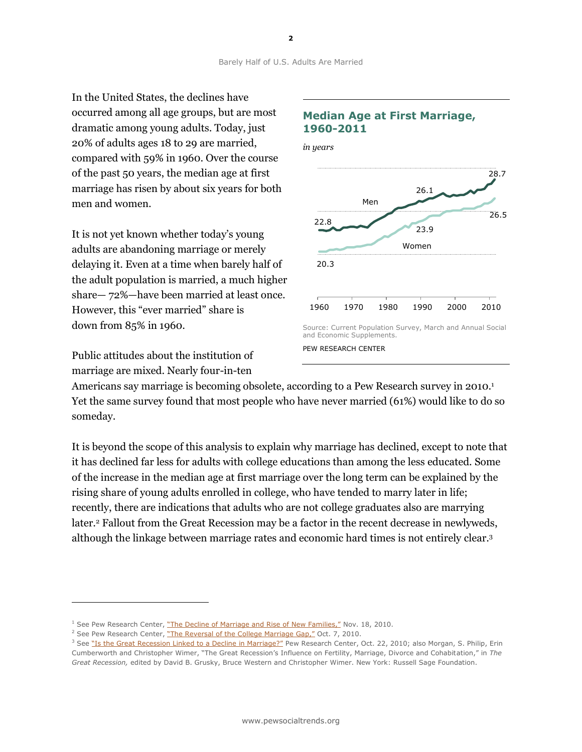In the United States, the declines have occurred among all age groups, but are most dramatic among young adults. Today, just 20% of adults ages 18 to 29 are married, compared with 59% in 1960. Over the course of the past 50 years, the median age at first marriage has risen by about six years for both men and women.

It is not yet known whether today's young adults are abandoning marriage or merely delaying it. Even at a time when barely half of the adult population is married, a much higher share— 72%—have been married at least once. However, this "ever married" share is down from 85% in 1960.

### Median Age at First Marriage, 1960-2011

*in years*

| | 1960 | ~1990 | 2011 |
|---|---|---|---|
| Men | 22.8 | 26.1 | 28.7 |
| Women | 20.3 | 23.9 | 26.5 |

Source: Current Population Survey, March and Annual Social and Economic Supplements.

PEW RESEARCH CENTER

Public attitudes about the institution of marriage are mixed. Nearly four-in-ten Americans say marriage is becoming obsolete, according to a Pew Research survey in 2010.[1] Yet the same survey found that most people who have never married (61%) would like to do so someday.

It is beyond the scope of this analysis to explain why marriage has declined, except to note that it has declined far less for adults with college educations than among the less educated. Some of the increase in the median age at first marriage over the long term can be explained by the rising share of young adults enrolled in college, who have tended to marry later in life; recently, there are indications that adults who are not college graduates also are marrying later.[2] Fallout from the Great Recession may be a factor in the recent decrease in newlyweds, although the linkage between marriage rates and economic hard times is not entirely clear.[3]

---

[1] See Pew Research Center, "The Decline of Marriage and Rise of New Families," Nov. 18, 2010.

[2] See Pew Research Center, "The Reversal of the College Marriage Gap," Oct. 7, 2010.

[3] See "Is the Great Recession Linked to a Decline in Marriage?" Pew Research Center, Oct. 22, 2010; also Morgan, S. Philip, Erin Cumberworth and Christopher Wimer, "The Great Recession's Influence on Fertility, Marriage, Divorce and Cohabitation," in *The Great Recession,* edited by David B. Grusky, Bruce Western and Christopher Wimer. New York: Russell Sage Foundation.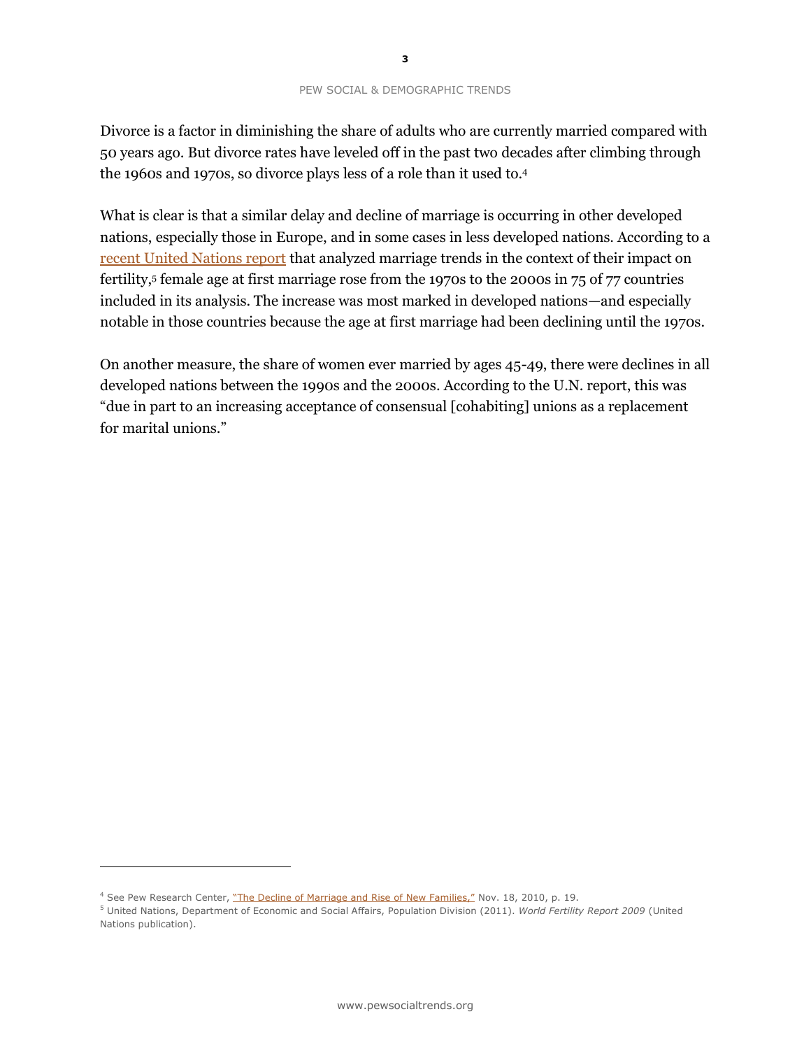Divorce is a factor in diminishing the share of adults who are currently married compared with 50 years ago. But divorce rates have leveled off in the past two decades after climbing through the 1960s and 1970s, so divorce plays less of a role than it used to.[4]

What is clear is that a similar delay and decline of marriage is occurring in other developed nations, especially those in Europe, and in some cases in less developed nations. According to a recent United Nations report that analyzed marriage trends in the context of their impact on fertility,[5] female age at first marriage rose from the 1970s to the 2000s in 75 of 77 countries included in its analysis. The increase was most marked in developed nations—and especially notable in those countries because the age at first marriage had been declining until the 1970s.

On another measure, the share of women ever married by ages 45-49, there were declines in all developed nations between the 1990s and the 2000s. According to the U.N. report, this was "due in part to an increasing acceptance of consensual [cohabiting] unions as a replacement for marital unions."

---

[4] See Pew Research Center, "The Decline of Marriage and Rise of New Families," Nov. 18, 2010, p. 19.

[5] United Nations, Department of Economic and Social Affairs, Population Division (2011). *World Fertility Report 2009* (United Nations publication).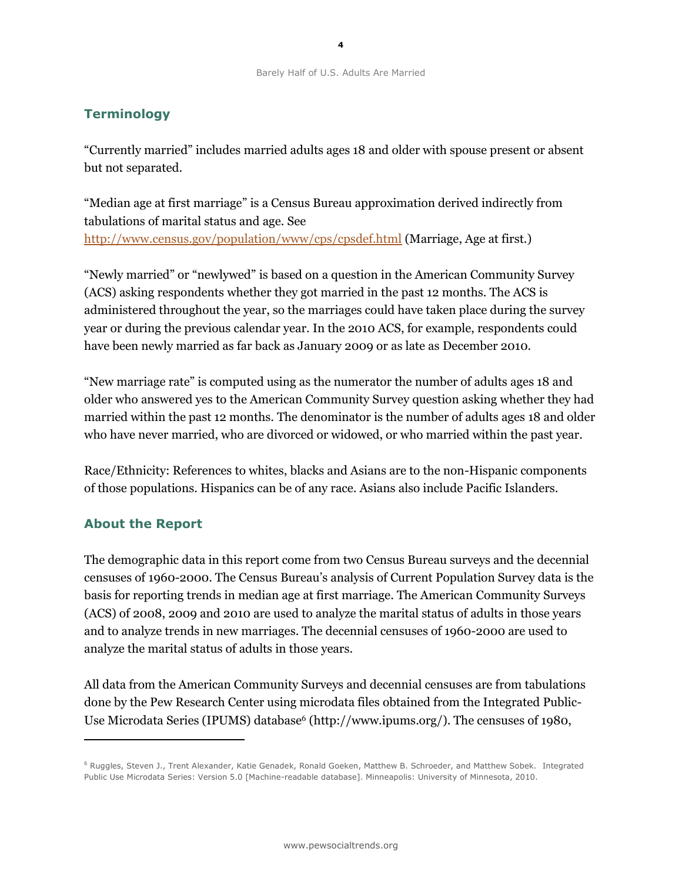## Terminology

"Currently married" includes married adults ages 18 and older with spouse present or absent but not separated.

"Median age at first marriage" is a Census Bureau approximation derived indirectly from tabulations of marital status and age. See http://www.census.gov/population/www/cps/cpsdef.html (Marriage, Age at first.)

"Newly married" or "newlywed" is based on a question in the American Community Survey (ACS) asking respondents whether they got married in the past 12 months. The ACS is administered throughout the year, so the marriages could have taken place during the survey year or during the previous calendar year. In the 2010 ACS, for example, respondents could have been newly married as far back as January 2009 or as late as December 2010.

"New marriage rate" is computed using as the numerator the number of adults ages 18 and older who answered yes to the American Community Survey question asking whether they had married within the past 12 months. The denominator is the number of adults ages 18 and older who have never married, who are divorced or widowed, or who married within the past year.

Race/Ethnicity: References to whites, blacks and Asians are to the non-Hispanic components of those populations. Hispanics can be of any race. Asians also include Pacific Islanders.

## About the Report

The demographic data in this report come from two Census Bureau surveys and the decennial censuses of 1960-2000. The Census Bureau's analysis of Current Population Survey data is the basis for reporting trends in median age at first marriage. The American Community Surveys (ACS) of 2008, 2009 and 2010 are used to analyze the marital status of adults in those years and to analyze trends in new marriages. The decennial censuses of 1960-2000 are used to analyze the marital status of adults in those years.

All data from the American Community Surveys and decennial censuses are from tabulations done by the Pew Research Center using microdata files obtained from the Integrated Public-Use Microdata Series (IPUMS) database[6] (http://www.ipums.org/). The censuses of 1980,

[6] Ruggles, Steven J., Trent Alexander, Katie Genadek, Ronald Goeken, Matthew B. Schroeder, and Matthew Sobek. Integrated Public Use Microdata Series: Version 5.0 [Machine-readable database]. Minneapolis: University of Minnesota, 2010.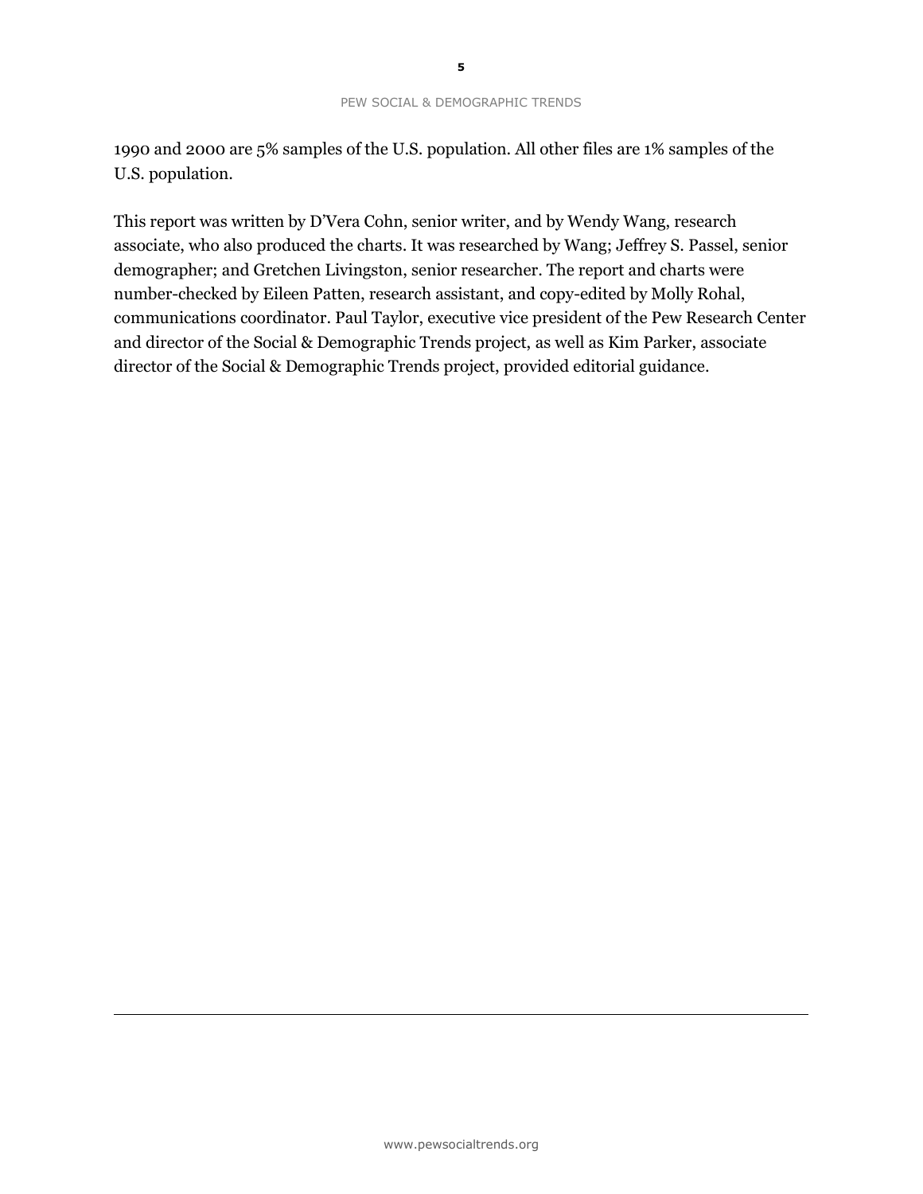1990 and 2000 are 5% samples of the U.S. population. All other files are 1% samples of the U.S. population.

This report was written by D'Vera Cohn, senior writer, and by Wendy Wang, research associate, who also produced the charts. It was researched by Wang; Jeffrey S. Passel, senior demographer; and Gretchen Livingston, senior researcher. The report and charts were number-checked by Eileen Patten, research assistant, and copy-edited by Molly Rohal, communications coordinator. Paul Taylor, executive vice president of the Pew Research Center and director of the Social & Demographic Trends project, as well as Kim Parker, associate director of the Social & Demographic Trends project, provided editorial guidance.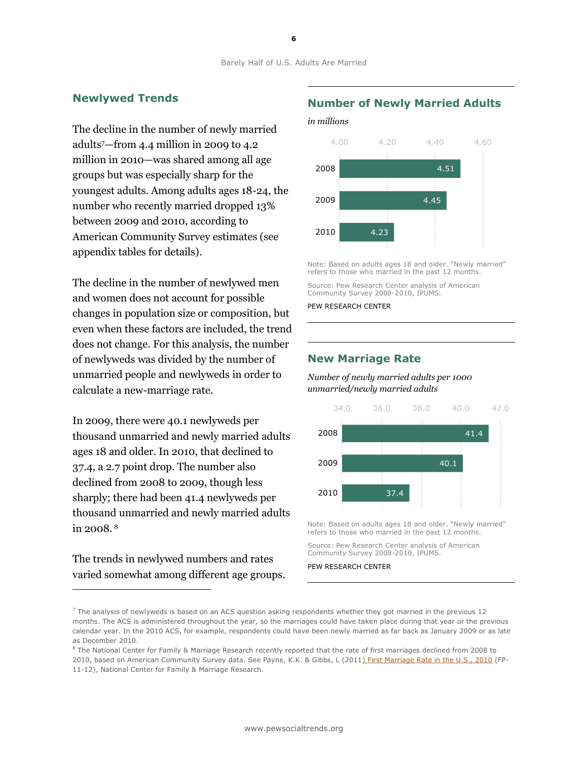## Newlywed Trends

The decline in the number of newly married adults[7]—from 4.4 million in 2009 to 4.2 million in 2010—was shared among all age groups but was especially sharp for the youngest adults. Among adults ages 18-24, the number who recently married dropped 13% between 2009 and 2010, according to American Community Survey estimates (see appendix tables for details).

The decline in the number of newlywed men and women does not account for possible changes in population size or composition, but even when these factors are included, the trend does not change. For this analysis, the number of newlyweds was divided by the number of unmarried people and newlyweds in order to calculate a new-marriage rate.

In 2009, there were 40.1 newlyweds per thousand unmarried and newly married adults ages 18 and older. In 2010, that declined to 37.4, a 2.7 point drop. The number also declined from 2008 to 2009, though less sharply; there had been 41.4 newlyweds per thousand unmarried and newly married adults in 2008.[8]

The trends in newlywed numbers and rates varied somewhat among different age groups.

### Number of Newly Married Adults

*in millions*

| Year | Newly married adults (millions) |
|---|---|
| 2008 | 4.51 |
| 2009 | 4.45 |
| 2010 | 4.23 |

Note: Based on adults ages 18 and older. "Newly married" refers to those who married in the past 12 months.

Source: Pew Research Center analysis of American Community Survey 2008-2010, IPUMS.

PEW RESEARCH CENTER

### New Marriage Rate

*Number of newly married adults per 1000 unmarried/newly married adults*

| Year | New marriage rate |
|---|---|
| 2008 | 41.4 |
| 2009 | 40.1 |
| 2010 | 37.4 |

Note: Based on adults ages 18 and older. "Newly married" refers to those who married in the past 12 months.

Source: Pew Research Center analysis of American Community Survey 2008-2010, IPUMS.

PEW RESEARCH CENTER

---

[7] The analysis of newlyweds is based on an ACS question asking respondents whether they got married in the previous 12 months. The ACS is administered throughout the year, so the marriages could have taken place during that year or the previous calendar year. In the 2010 ACS, for example, respondents could have been newly married as far back as January 2009 or as late as December 2010.

[8] The National Center for Family & Marriage Research recently reported that the rate of first marriages declined from 2008 to 2010, based on American Community Survey data. See Payne, K.K. & Gibbs, L (2011) First Marriage Rate in the U.S., 2010 (FP-11-12), National Center for Family & Marriage Research.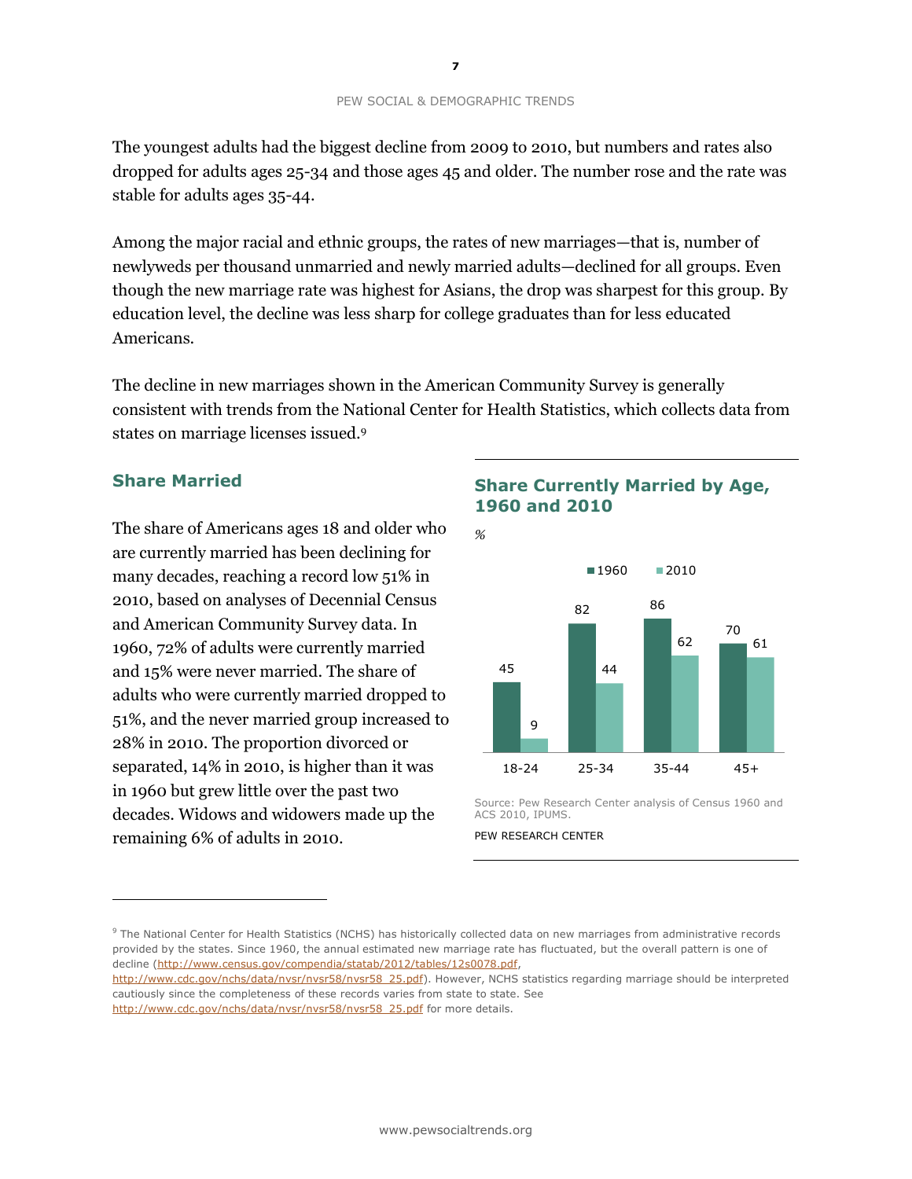The youngest adults had the biggest decline from 2009 to 2010, but numbers and rates also dropped for adults ages 25-34 and those ages 45 and older. The number rose and the rate was stable for adults ages 35-44.

Among the major racial and ethnic groups, the rates of new marriages—that is, number of newlyweds per thousand unmarried and newly married adults—declined for all groups. Even though the new marriage rate was highest for Asians, the drop was sharpest for this group. By education level, the decline was less sharp for college graduates than for less educated Americans.

The decline in new marriages shown in the American Community Survey is generally consistent with trends from the National Center for Health Statistics, which collects data from states on marriage licenses issued.[9]

## Share Married

The share of Americans ages 18 and older who are currently married has been declining for many decades, reaching a record low 51% in 2010, based on analyses of Decennial Census and American Community Survey data. In 1960, 72% of adults were currently married and 15% were never married. The share of adults who were currently married dropped to 51%, and the never married group increased to 28% in 2010. The proportion divorced or separated, 14% in 2010, is higher than it was in 1960 but grew little over the past two decades. Widows and widowers made up the remaining 6% of adults in 2010.

### Share Currently Married by Age, 1960 and 2010

%

| Age | 1960 | 2010 |
|---|---|---|
| 18-24 | 45 | 9 |
| 25-34 | 82 | 44 |
| 35-44 | 86 | 62 |
| 45+ | 70 | 61 |

Source: Pew Research Center analysis of Census 1960 and ACS 2010, IPUMS.

PEW RESEARCH CENTER

[9] The National Center for Health Statistics (NCHS) has historically collected data on new marriages from administrative records provided by the states. Since 1960, the annual estimated new marriage rate has fluctuated, but the overall pattern is one of decline (http://www.census.gov/compendia/statab/2012/tables/12s0078.pdf, http://www.cdc.gov/nchs/data/nvsr/nvsr58/nvsr58_25.pdf). However, NCHS statistics regarding marriage should be interpreted cautiously since the completeness of these records varies from state to state. See http://www.cdc.gov/nchs/data/nvsr/nvsr58/nvsr58_25.pdf for more details.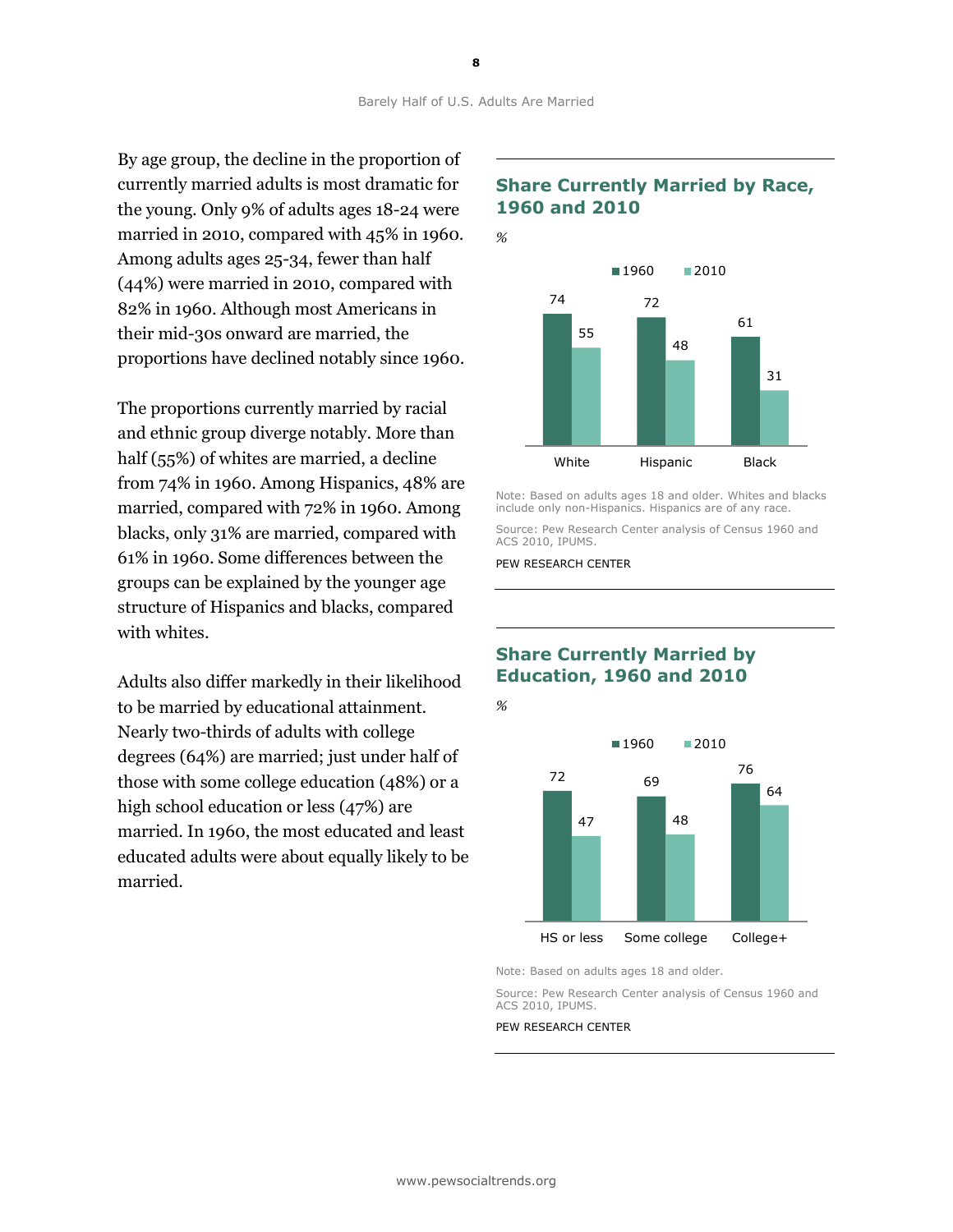By age group, the decline in the proportion of currently married adults is most dramatic for the young. Only 9% of adults ages 18-24 were married in 2010, compared with 45% in 1960. Among adults ages 25-34, fewer than half (44%) were married in 2010, compared with 82% in 1960. Although most Americans in their mid-30s onward are married, the proportions have declined notably since 1960.

The proportions currently married by racial and ethnic group diverge notably. More than half (55%) of whites are married, a decline from 74% in 1960. Among Hispanics, 48% are married, compared with 72% in 1960. Among blacks, only 31% are married, compared with 61% in 1960. Some differences between the groups can be explained by the younger age structure of Hispanics and blacks, compared with whites.

Adults also differ markedly in their likelihood to be married by educational attainment. Nearly two-thirds of adults with college degrees (64%) are married; just under half of those with some college education (48%) or a high school education or less (47%) are married. In 1960, the most educated and least educated adults were about equally likely to be married.

## Share Currently Married by Race, 1960 and 2010

%

| | 1960 | 2010 |
|---|---|---|
| White | 74 | 55 |
| Hispanic | 72 | 48 |
| Black | 61 | 31 |

Note: Based on adults ages 18 and older. Whites and blacks include only non-Hispanics. Hispanics are of any race.

Source: Pew Research Center analysis of Census 1960 and ACS 2010, IPUMS.

PEW RESEARCH CENTER

## Share Currently Married by Education, 1960 and 2010

%

| | 1960 | 2010 |
|---|---|---|
| HS or less | 72 | 47 |
| Some college | 69 | 48 |
| College+ | 76 | 64 |

Note: Based on adults ages 18 and older.

Source: Pew Research Center analysis of Census 1960 and ACS 2010, IPUMS.

PEW RESEARCH CENTER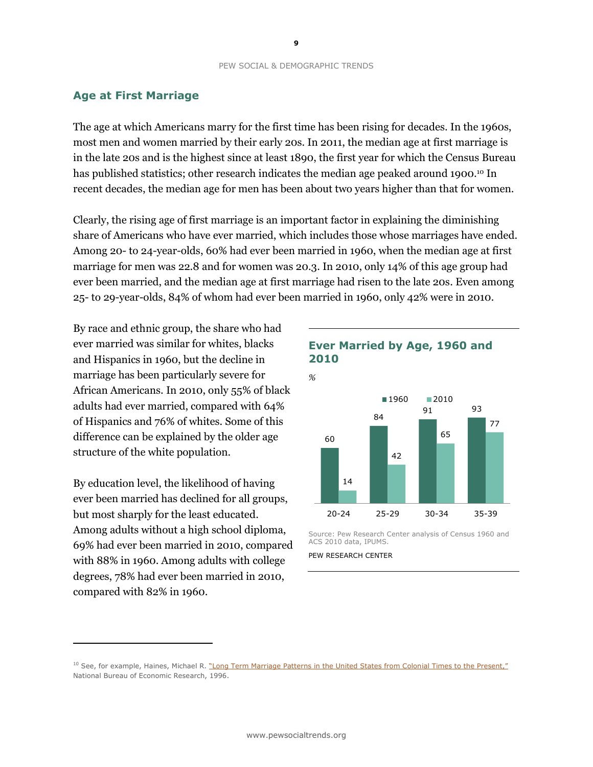## Age at First Marriage

The age at which Americans marry for the first time has been rising for decades. In the 1960s, most men and women married by their early 20s. In 2011, the median age at first marriage is in the late 20s and is the highest since at least 1890, the first year for which the Census Bureau has published statistics; other research indicates the median age peaked around 1900.[10] In recent decades, the median age for men has been about two years higher than that for women.

Clearly, the rising age of first marriage is an important factor in explaining the diminishing share of Americans who have ever married, which includes those whose marriages have ended. Among 20- to 24-year-olds, 60% had ever been married in 1960, when the median age at first marriage for men was 22.8 and for women was 20.3. In 2010, only 14% of this age group had ever been married, and the median age at first marriage had risen to the late 20s. Even among 25- to 29-year-olds, 84% of whom had ever been married in 1960, only 42% were in 2010.

By race and ethnic group, the share who had ever married was similar for whites, blacks and Hispanics in 1960, but the decline in marriage has been particularly severe for African Americans. In 2010, only 55% of black adults had ever married, compared with 64% of Hispanics and 76% of whites. Some of this difference can be explained by the older age structure of the white population.

By education level, the likelihood of having ever been married has declined for all groups, but most sharply for the least educated. Among adults without a high school diploma, 69% had ever been married in 2010, compared with 88% in 1960. Among adults with college degrees, 78% had ever been married in 2010, compared with 82% in 1960.

### Ever Married by Age, 1960 and 2010

*%*

| Age | 1960 | 2010 |
|---|---|---|
| 20-24 | 60 | 14 |
| 25-29 | 84 | 42 |
| 30-34 | 91 | 65 |
| 35-39 | 93 | 77 |

Source: Pew Research Center analysis of Census 1960 and ACS 2010 data, IPUMS.

PEW RESEARCH CENTER

---

[10] See, for example, Haines, Michael R. "Long Term Marriage Patterns in the United States from Colonial Times to the Present," National Bureau of Economic Research, 1996.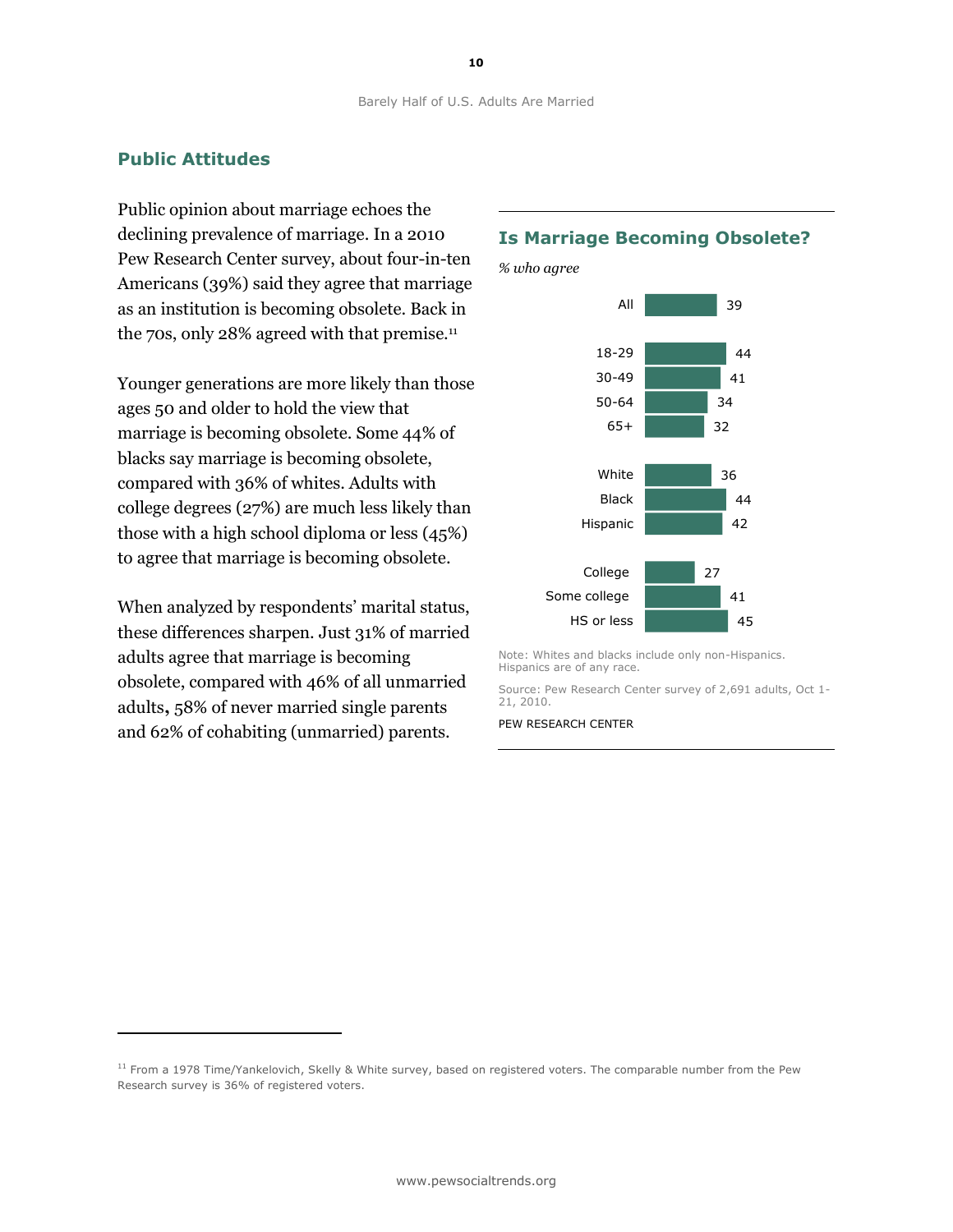## Public Attitudes

Public opinion about marriage echoes the declining prevalence of marriage. In a 2010 Pew Research Center survey, about four-in-ten Americans (39%) said they agree that marriage as an institution is becoming obsolete. Back in the 70s, only 28% agreed with that premise.[11]

Younger generations are more likely than those ages 50 and older to hold the view that marriage is becoming obsolete. Some 44% of blacks say marriage is becoming obsolete, compared with 36% of whites. Adults with college degrees (27%) are much less likely than those with a high school diploma or less (45%) to agree that marriage is becoming obsolete.

When analyzed by respondents' marital status, these differences sharpen. Just 31% of married adults agree that marriage is becoming obsolete, compared with 46% of all unmarried adults, 58% of never married single parents and 62% of cohabiting (unmarried) parents.

### Is Marriage Becoming Obsolete?

*% who agree*

| | % who agree |
|---|---|
| All | 39 |
| 18-29 | 44 |
| 30-49 | 41 |
| 50-64 | 34 |
| 65+ | 32 |
| White | 36 |
| Black | 44 |
| Hispanic | 42 |
| College | 27 |
| Some college | 41 |
| HS or less | 45 |

Note: Whites and blacks include only non-Hispanics. Hispanics are of any race.

Source: Pew Research Center survey of 2,691 adults, Oct 1-21, 2010.

PEW RESEARCH CENTER

[11] From a 1978 Time/Yankelovich, Skelly & White survey, based on registered voters. The comparable number from the Pew Research survey is 36% of registered voters.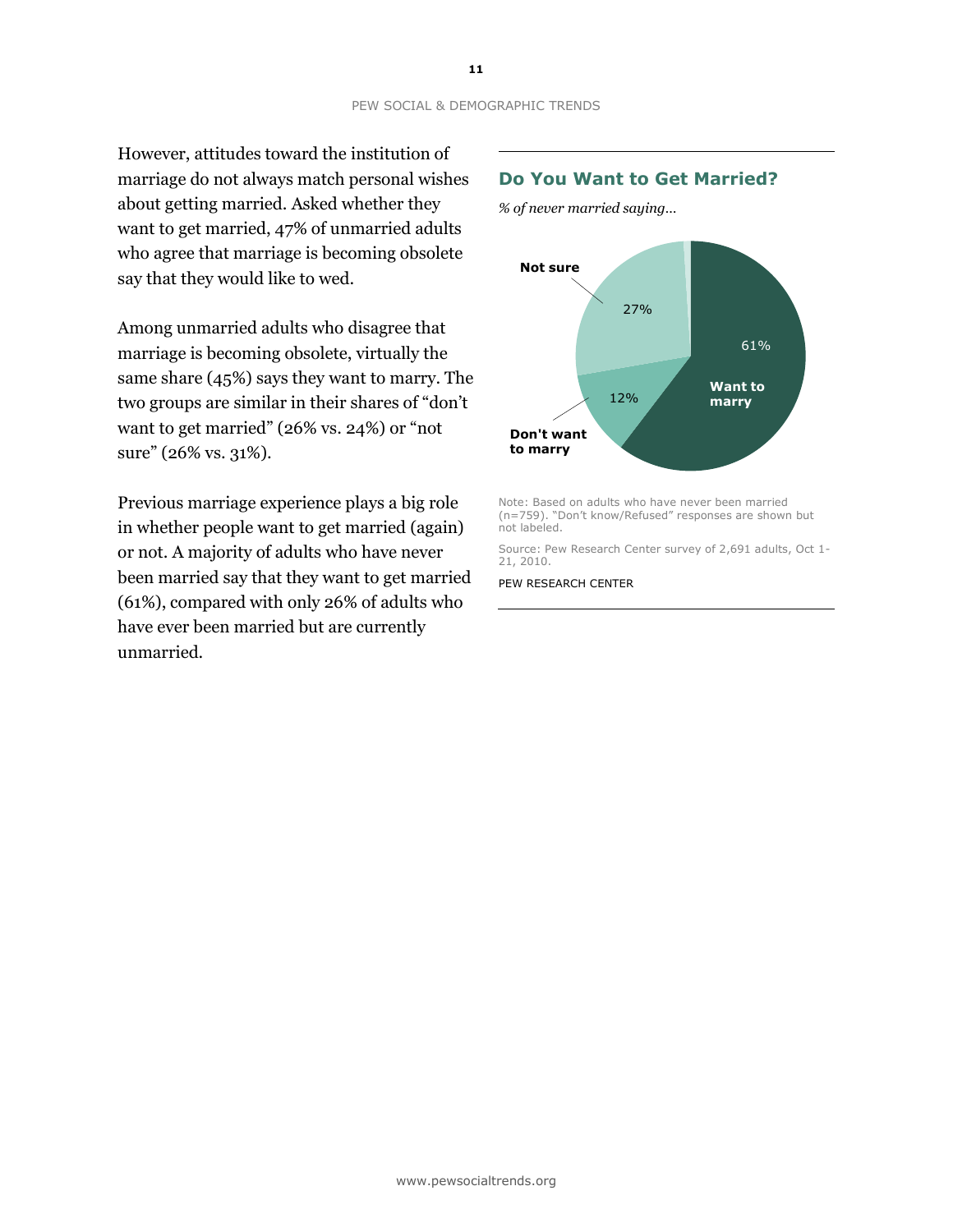However, attitudes toward the institution of marriage do not always match personal wishes about getting married. Asked whether they want to get married, 47% of unmarried adults who agree that marriage is becoming obsolete say that they would like to wed.

Among unmarried adults who disagree that marriage is becoming obsolete, virtually the same share (45%) says they want to marry. The two groups are similar in their shares of "don't want to get married" (26% vs. 24%) or "not sure" (26% vs. 31%).

Previous marriage experience plays a big role in whether people want to get married (again) or not. A majority of adults who have never been married say that they want to get married (61%), compared with only 26% of adults who have ever been married but are currently unmarried.

## Do You Want to Get Married?

*% of never married saying…*

| Response | % |
|---|---|
| Want to marry | 61% |
| Not sure | 27% |
| Don't want to marry | 12% |

Note: Based on adults who have never been married (n=759). "Don't know/Refused" responses are shown but not labeled.

Source: Pew Research Center survey of 2,691 adults, Oct 1-21, 2010.

PEW RESEARCH CENTER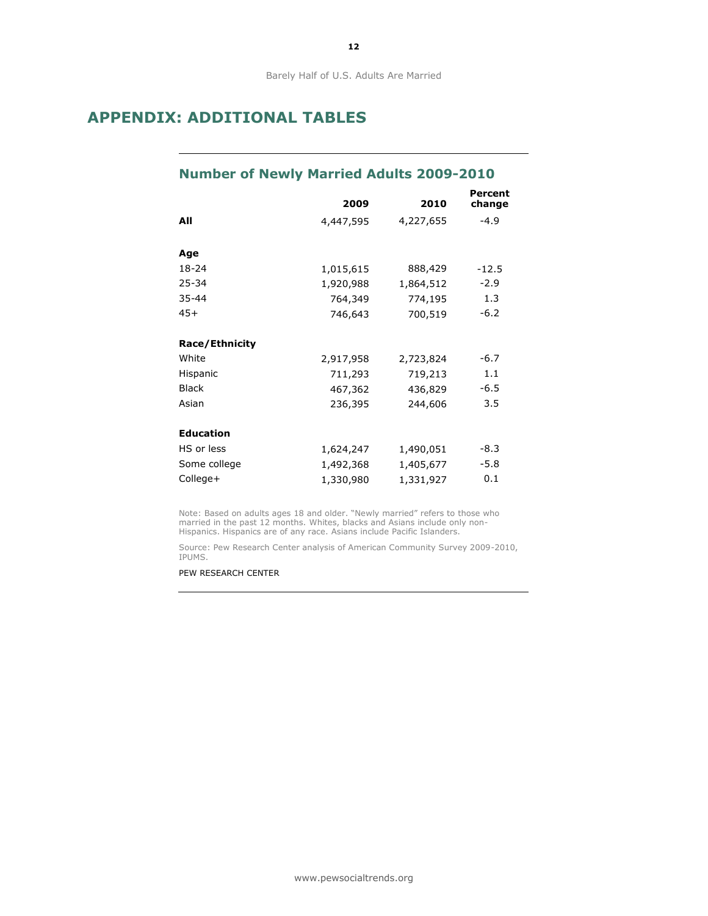# APPENDIX: ADDITIONAL TABLES

## Number of Newly Married Adults 2009-2010

| | 2009 | 2010 | Percent change |
|---|---|---|---|
| **All** | 4,447,595 | 4,227,655 | -4.9 |
| **Age** | | | |
| 18-24 | 1,015,615 | 888,429 | -12.5 |
| 25-34 | 1,920,988 | 1,864,512 | -2.9 |
| 35-44 | 764,349 | 774,195 | 1.3 |
| 45+ | 746,643 | 700,519 | -6.2 |
| **Race/Ethnicity** | | | |
| White | 2,917,958 | 2,723,824 | -6.7 |
| Hispanic | 711,293 | 719,213 | 1.1 |
| Black | 467,362 | 436,829 | -6.5 |
| Asian | 236,395 | 244,606 | 3.5 |
| **Education** | | | |
| HS or less | 1,624,247 | 1,490,051 | -8.3 |
| Some college | 1,492,368 | 1,405,677 | -5.8 |
| College+ | 1,330,980 | 1,331,927 | 0.1 |

Note: Based on adults ages 18 and older. "Newly married" refers to those who married in the past 12 months. Whites, blacks and Asians include only non-Hispanics. Hispanics are of any race. Asians include Pacific Islanders.

Source: Pew Research Center analysis of American Community Survey 2009-2010, IPUMS.

PEW RESEARCH CENTER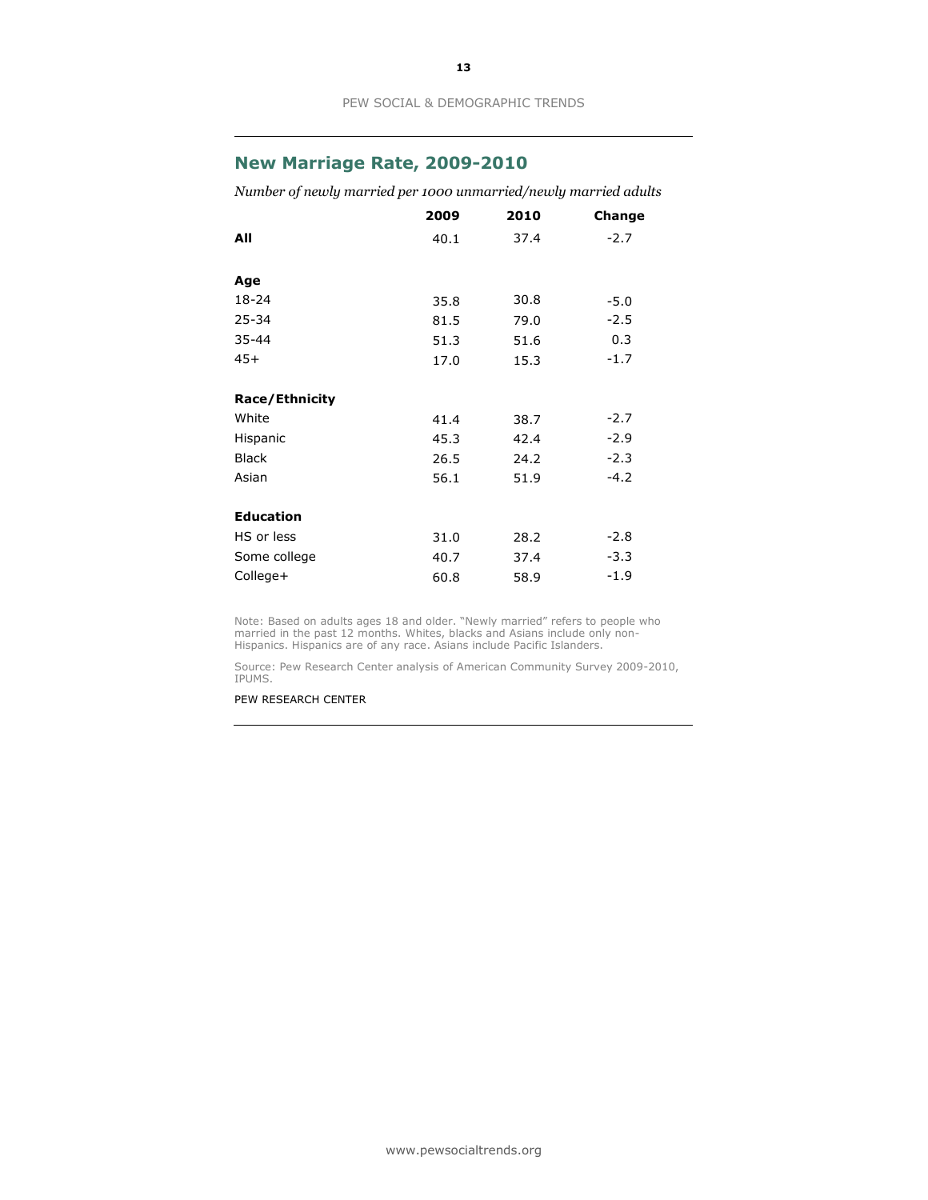## New Marriage Rate, 2009-2010

*Number of newly married per 1000 unmarried/newly married adults*

| | 2009 | 2010 | Change |
|---|---|---|---|
| **All** | 40.1 | 37.4 | -2.7 |
| **Age** | | | |
| 18-24 | 35.8 | 30.8 | -5.0 |
| 25-34 | 81.5 | 79.0 | -2.5 |
| 35-44 | 51.3 | 51.6 | 0.3 |
| 45+ | 17.0 | 15.3 | -1.7 |
| **Race/Ethnicity** | | | |
| White | 41.4 | 38.7 | -2.7 |
| Hispanic | 45.3 | 42.4 | -2.9 |
| Black | 26.5 | 24.2 | -2.3 |
| Asian | 56.1 | 51.9 | -4.2 |
| **Education** | | | |
| HS or less | 31.0 | 28.2 | -2.8 |
| Some college | 40.7 | 37.4 | -3.3 |
| College+ | 60.8 | 58.9 | -1.9 |

Note: Based on adults ages 18 and older. "Newly married" refers to people who married in the past 12 months. Whites, blacks and Asians include only non-Hispanics. Hispanics are of any race. Asians include Pacific Islanders.

Source: Pew Research Center analysis of American Community Survey 2009-2010, IPUMS.

PEW RESEARCH CENTER